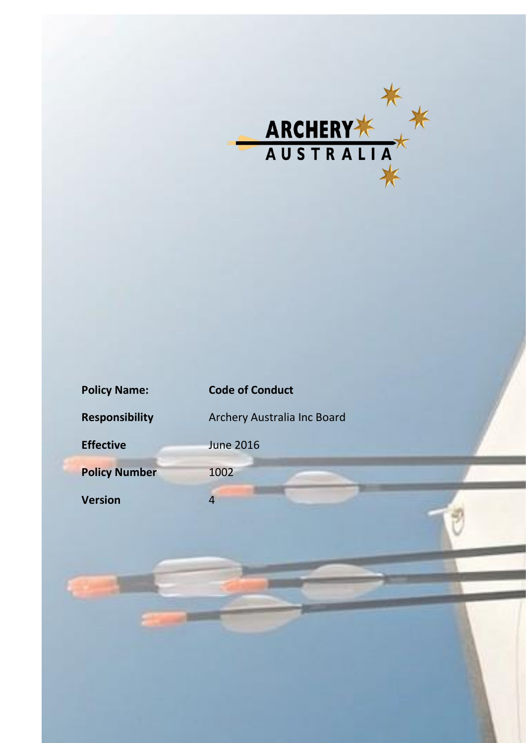ARCHERY AUSTRALIA

| | |
|---|---|
| **Policy Name:** | **Code of Conduct** |
| **Responsibility** | Archery Australia Inc Board |
| **Effective** | June 2016 |
| **Policy Number** | 1002 |
| **Version** | 4 |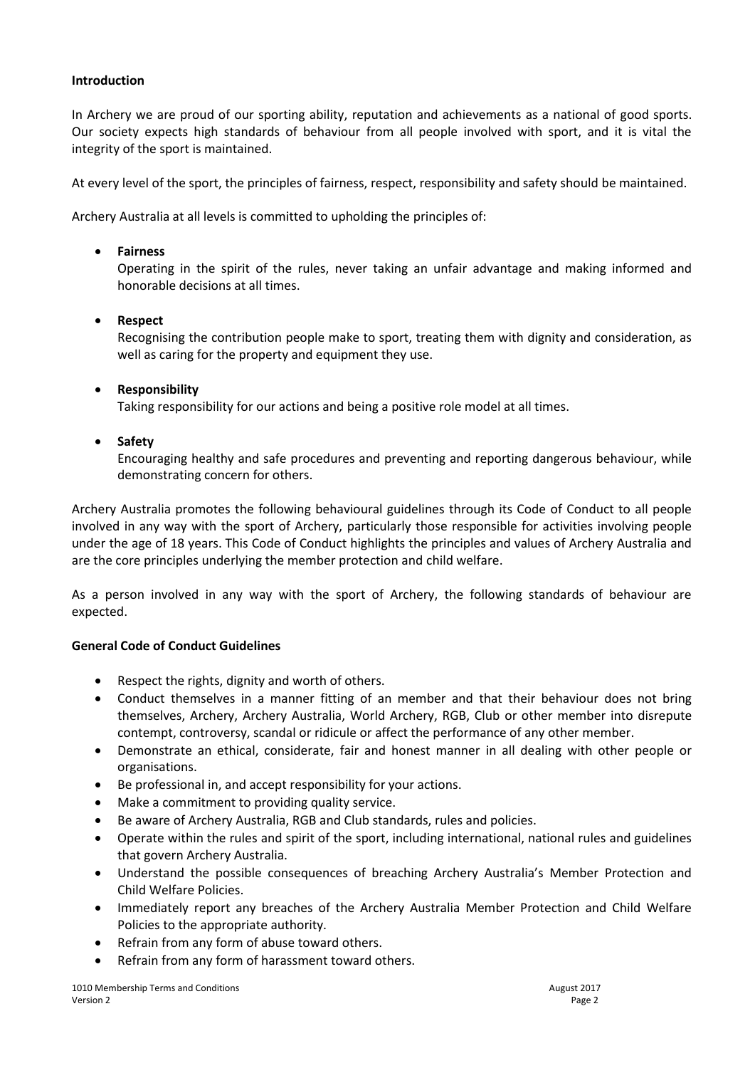**Introduction**

In Archery we are proud of our sporting ability, reputation and achievements as a national of good sports. Our society expects high standards of behaviour from all people involved with sport, and it is vital the integrity of the sport is maintained.

At every level of the sport, the principles of fairness, respect, responsibility and safety should be maintained.

Archery Australia at all levels is committed to upholding the principles of:

- **Fairness**
  Operating in the spirit of the rules, never taking an unfair advantage and making informed and honorable decisions at all times.

- **Respect**
  Recognising the contribution people make to sport, treating them with dignity and consideration, as well as caring for the property and equipment they use.

- **Responsibility**
  Taking responsibility for our actions and being a positive role model at all times.

- **Safety**
  Encouraging healthy and safe procedures and preventing and reporting dangerous behaviour, while demonstrating concern for others.

Archery Australia promotes the following behavioural guidelines through its Code of Conduct to all people involved in any way with the sport of Archery, particularly those responsible for activities involving people under the age of 18 years. This Code of Conduct highlights the principles and values of Archery Australia and are the core principles underlying the member protection and child welfare.

As a person involved in any way with the sport of Archery, the following standards of behaviour are expected.

**General Code of Conduct Guidelines**

- Respect the rights, dignity and worth of others.
- Conduct themselves in a manner fitting of an member and that their behaviour does not bring themselves, Archery, Archery Australia, World Archery, RGB, Club or other member into disrepute contempt, controversy, scandal or ridicule or affect the performance of any other member.
- Demonstrate an ethical, considerate, fair and honest manner in all dealing with other people or organisations.
- Be professional in, and accept responsibility for your actions.
- Make a commitment to providing quality service.
- Be aware of Archery Australia, RGB and Club standards, rules and policies.
- Operate within the rules and spirit of the sport, including international, national rules and guidelines that govern Archery Australia.
- Understand the possible consequences of breaching Archery Australia's Member Protection and Child Welfare Policies.
- Immediately report any breaches of the Archery Australia Member Protection and Child Welfare Policies to the appropriate authority.
- Refrain from any form of abuse toward others.
- Refrain from any form of harassment toward others.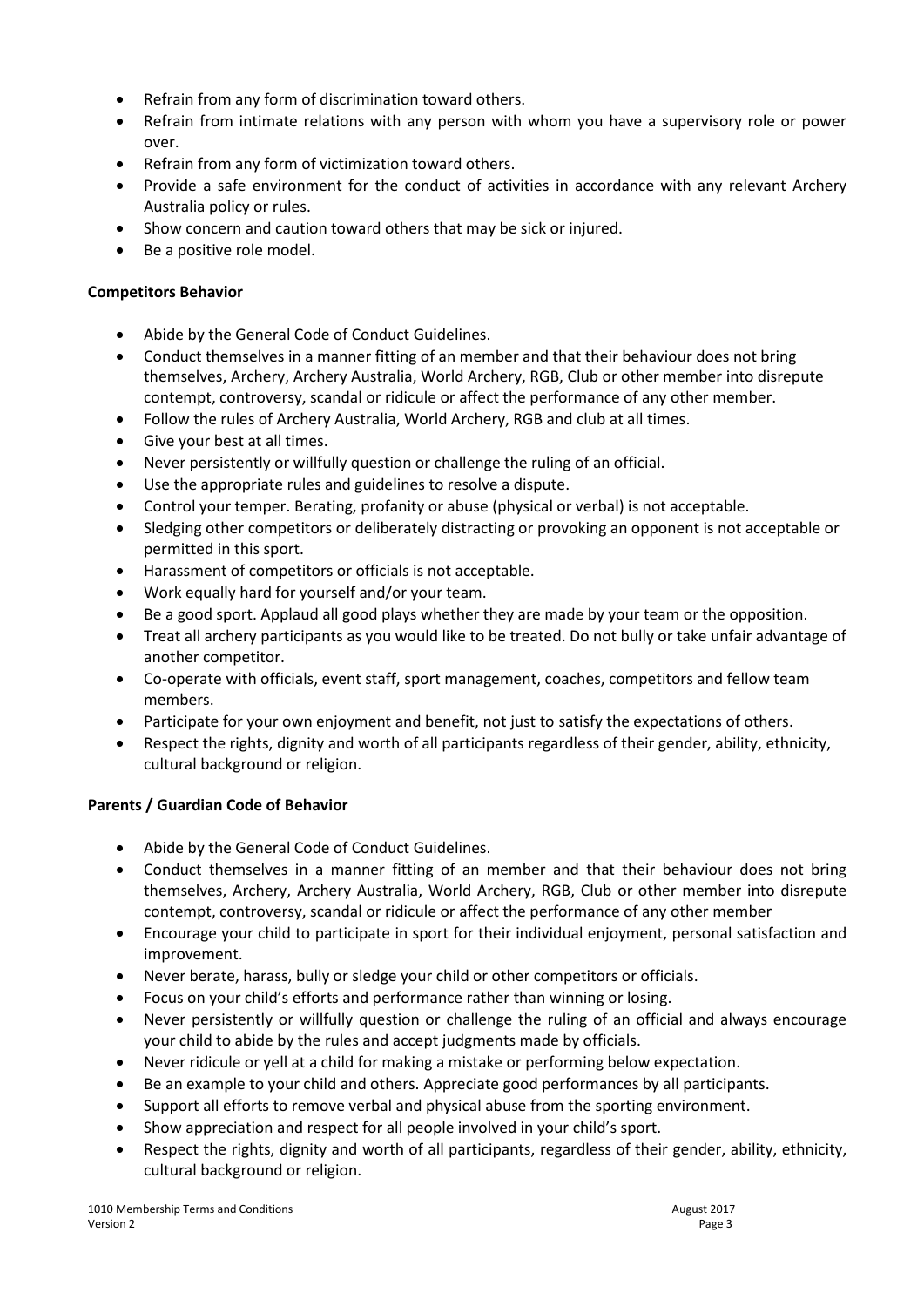- Refrain from any form of discrimination toward others.
- Refrain from intimate relations with any person with whom you have a supervisory role or power over.
- Refrain from any form of victimization toward others.
- Provide a safe environment for the conduct of activities in accordance with any relevant Archery Australia policy or rules.
- Show concern and caution toward others that may be sick or injured.
- Be a positive role model.

**Competitors Behavior**

- Abide by the General Code of Conduct Guidelines.
- Conduct themselves in a manner fitting of an member and that their behaviour does not bring themselves, Archery, Archery Australia, World Archery, RGB, Club or other member into disrepute contempt, controversy, scandal or ridicule or affect the performance of any other member.
- Follow the rules of Archery Australia, World Archery, RGB and club at all times.
- Give your best at all times.
- Never persistently or willfully question or challenge the ruling of an official.
- Use the appropriate rules and guidelines to resolve a dispute.
- Control your temper. Berating, profanity or abuse (physical or verbal) is not acceptable.
- Sledging other competitors or deliberately distracting or provoking an opponent is not acceptable or permitted in this sport.
- Harassment of competitors or officials is not acceptable.
- Work equally hard for yourself and/or your team.
- Be a good sport. Applaud all good plays whether they are made by your team or the opposition.
- Treat all archery participants as you would like to be treated. Do not bully or take unfair advantage of another competitor.
- Co-operate with officials, event staff, sport management, coaches, competitors and fellow team members.
- Participate for your own enjoyment and benefit, not just to satisfy the expectations of others.
- Respect the rights, dignity and worth of all participants regardless of their gender, ability, ethnicity, cultural background or religion.

**Parents / Guardian Code of Behavior**

- Abide by the General Code of Conduct Guidelines.
- Conduct themselves in a manner fitting of an member and that their behaviour does not bring themselves, Archery, Archery Australia, World Archery, RGB, Club or other member into disrepute contempt, controversy, scandal or ridicule or affect the performance of any other member
- Encourage your child to participate in sport for their individual enjoyment, personal satisfaction and improvement.
- Never berate, harass, bully or sledge your child or other competitors or officials.
- Focus on your child's efforts and performance rather than winning or losing.
- Never persistently or willfully question or challenge the ruling of an official and always encourage your child to abide by the rules and accept judgments made by officials.
- Never ridicule or yell at a child for making a mistake or performing below expectation.
- Be an example to your child and others. Appreciate good performances by all participants.
- Support all efforts to remove verbal and physical abuse from the sporting environment.
- Show appreciation and respect for all people involved in your child's sport.
- Respect the rights, dignity and worth of all participants, regardless of their gender, ability, ethnicity, cultural background or religion.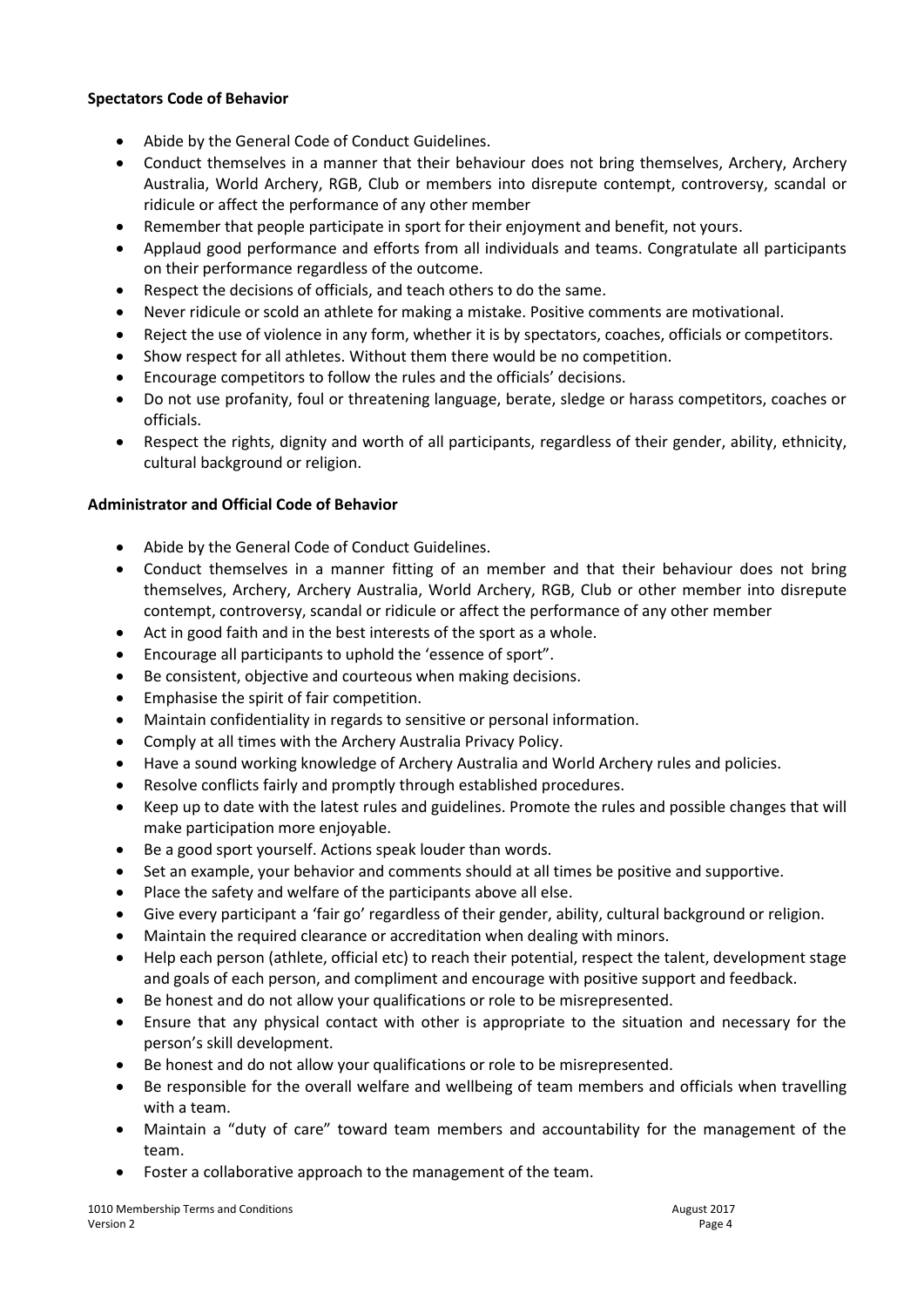**Spectators Code of Behavior**

- Abide by the General Code of Conduct Guidelines.
- Conduct themselves in a manner that their behaviour does not bring themselves, Archery, Archery Australia, World Archery, RGB, Club or members into disrepute contempt, controversy, scandal or ridicule or affect the performance of any other member
- Remember that people participate in sport for their enjoyment and benefit, not yours.
- Applaud good performance and efforts from all individuals and teams. Congratulate all participants on their performance regardless of the outcome.
- Respect the decisions of officials, and teach others to do the same.
- Never ridicule or scold an athlete for making a mistake. Positive comments are motivational.
- Reject the use of violence in any form, whether it is by spectators, coaches, officials or competitors.
- Show respect for all athletes. Without them there would be no competition.
- Encourage competitors to follow the rules and the officials' decisions.
- Do not use profanity, foul or threatening language, berate, sledge or harass competitors, coaches or officials.
- Respect the rights, dignity and worth of all participants, regardless of their gender, ability, ethnicity, cultural background or religion.

**Administrator and Official Code of Behavior**

- Abide by the General Code of Conduct Guidelines.
- Conduct themselves in a manner fitting of an member and that their behaviour does not bring themselves, Archery, Archery Australia, World Archery, RGB, Club or other member into disrepute contempt, controversy, scandal or ridicule or affect the performance of any other member
- Act in good faith and in the best interests of the sport as a whole.
- Encourage all participants to uphold the 'essence of sport".
- Be consistent, objective and courteous when making decisions.
- Emphasise the spirit of fair competition.
- Maintain confidentiality in regards to sensitive or personal information.
- Comply at all times with the Archery Australia Privacy Policy.
- Have a sound working knowledge of Archery Australia and World Archery rules and policies.
- Resolve conflicts fairly and promptly through established procedures.
- Keep up to date with the latest rules and guidelines. Promote the rules and possible changes that will make participation more enjoyable.
- Be a good sport yourself. Actions speak louder than words.
- Set an example, your behavior and comments should at all times be positive and supportive.
- Place the safety and welfare of the participants above all else.
- Give every participant a 'fair go' regardless of their gender, ability, cultural background or religion.
- Maintain the required clearance or accreditation when dealing with minors.
- Help each person (athlete, official etc) to reach their potential, respect the talent, development stage and goals of each person, and compliment and encourage with positive support and feedback.
- Be honest and do not allow your qualifications or role to be misrepresented.
- Ensure that any physical contact with other is appropriate to the situation and necessary for the person's skill development.
- Be honest and do not allow your qualifications or role to be misrepresented.
- Be responsible for the overall welfare and wellbeing of team members and officials when travelling with a team.
- Maintain a "duty of care" toward team members and accountability for the management of the team.
- Foster a collaborative approach to the management of the team.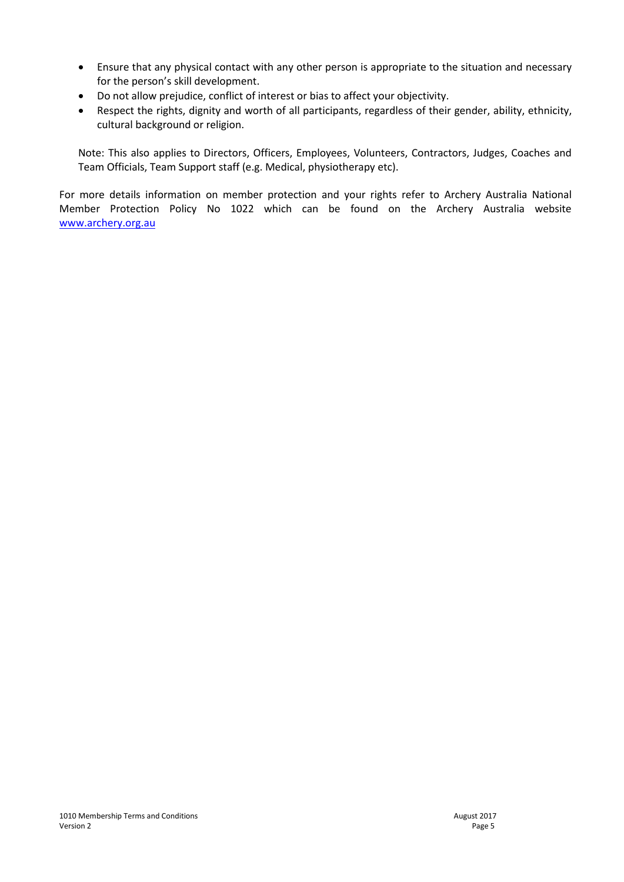- Ensure that any physical contact with any other person is appropriate to the situation and necessary for the person's skill development.
- Do not allow prejudice, conflict of interest or bias to affect your objectivity.
- Respect the rights, dignity and worth of all participants, regardless of their gender, ability, ethnicity, cultural background or religion.

  Note: This also applies to Directors, Officers, Employees, Volunteers, Contractors, Judges, Coaches and Team Officials, Team Support staff (e.g. Medical, physiotherapy etc).

For more details information on member protection and your rights refer to Archery Australia National Member Protection Policy No 1022 which can be found on the Archery Australia website [www.archery.org.au](http://www.archery.org.au)